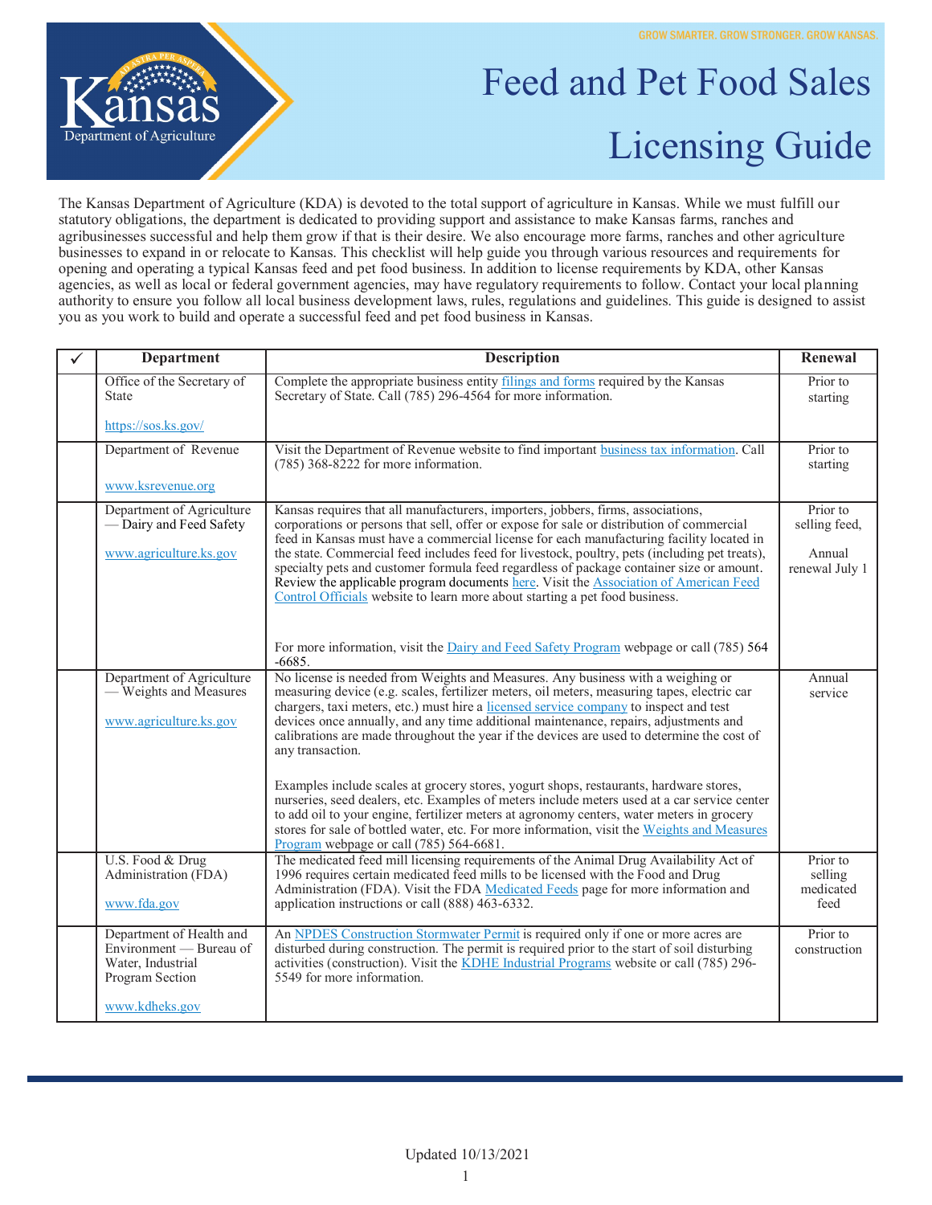GROW SMARTER. GROW STRONGER. GROW KANSAS.

Kansas Department of Agriculture

# Feed and Pet Food Sales Licensing Guide

The Kansas Department of Agriculture (KDA) is devoted to the total support of agriculture in Kansas. While we must fulfill our statutory obligations, the department is dedicated to providing support and assistance to make Kansas farms, ranches and agribusinesses successful and help them grow if that is their desire. We also encourage more farms, ranches and other agriculture businesses to expand in or relocate to Kansas. This checklist will help guide you through various resources and requirements for opening and operating a typical Kansas feed and pet food business. In addition to license requirements by KDA, other Kansas agencies, as well as local or federal government agencies, may have regulatory requirements to follow. Contact your local planning authority to ensure you follow all local business development laws, rules, regulations and guidelines. This guide is designed to assist you as you work to build and operate a successful feed and pet food business in Kansas.

| ✓ | Department | Description | Renewal |
|---|---|---|---|
| | Office of the Secretary of State<br><br>https://sos.ks.gov/ | Complete the appropriate business entity filings and forms required by the Kansas Secretary of State. Call (785) 296-4564 for more information. | Prior to starting |
| | Department of Revenue<br><br>www.ksrevenue.org | Visit the Department of Revenue website to find important business tax information. Call (785) 368-8222 for more information. | Prior to starting |
| | Department of Agriculture — Dairy and Feed Safety<br><br>www.agriculture.ks.gov | Kansas requires that all manufacturers, importers, jobbers, firms, associations, corporations or persons that sell, offer or expose for sale or distribution of commercial feed in Kansas must have a commercial license for each manufacturing facility located in the state. Commercial feed includes feed for livestock, poultry, pets (including pet treats), specialty pets and customer formula feed regardless of package container size or amount. Review the applicable program documents here. Visit the Association of American Feed Control Officials website to learn more about starting a pet food business.<br><br>For more information, visit the Dairy and Feed Safety Program webpage or call (785) 564 -6685. | Prior to selling feed,<br><br>Annual renewal July 1 |
| | Department of Agriculture — Weights and Measures<br><br>www.agriculture.ks.gov | No license is needed from Weights and Measures. Any business with a weighing or measuring device (e.g. scales, fertilizer meters, oil meters, measuring tapes, electric car chargers, taxi meters, etc.) must hire a licensed service company to inspect and test devices once annually, and any time additional maintenance, repairs, adjustments and calibrations are made throughout the year if the devices are used to determine the cost of any transaction.<br><br>Examples include scales at grocery stores, yogurt shops, restaurants, hardware stores, nurseries, seed dealers, etc. Examples of meters include meters used at a car service center to add oil to your engine, fertilizer meters at agronomy centers, water meters in grocery stores for sale of bottled water, etc. For more information, visit the Weights and Measures Program webpage or call (785) 564-6681. | Annual service |
| | U.S. Food & Drug Administration (FDA)<br><br>www.fda.gov | The medicated feed mill licensing requirements of the Animal Drug Availability Act of 1996 requires certain medicated feed mills to be licensed with the Food and Drug Administration (FDA). Visit the FDA Medicated Feeds page for more information and application instructions or call (888) 463-6332. | Prior to selling medicated feed |
| | Department of Health and Environment — Bureau of Water, Industrial Program Section<br><br>www.kdheks.gov | An NPDES Construction Stormwater Permit is required only if one or more acres are disturbed during construction. The permit is required prior to the start of soil disturbing activities (construction). Visit the KDHE Industrial Programs website or call (785) 296-5549 for more information. | Prior to construction |

Updated 10/13/2021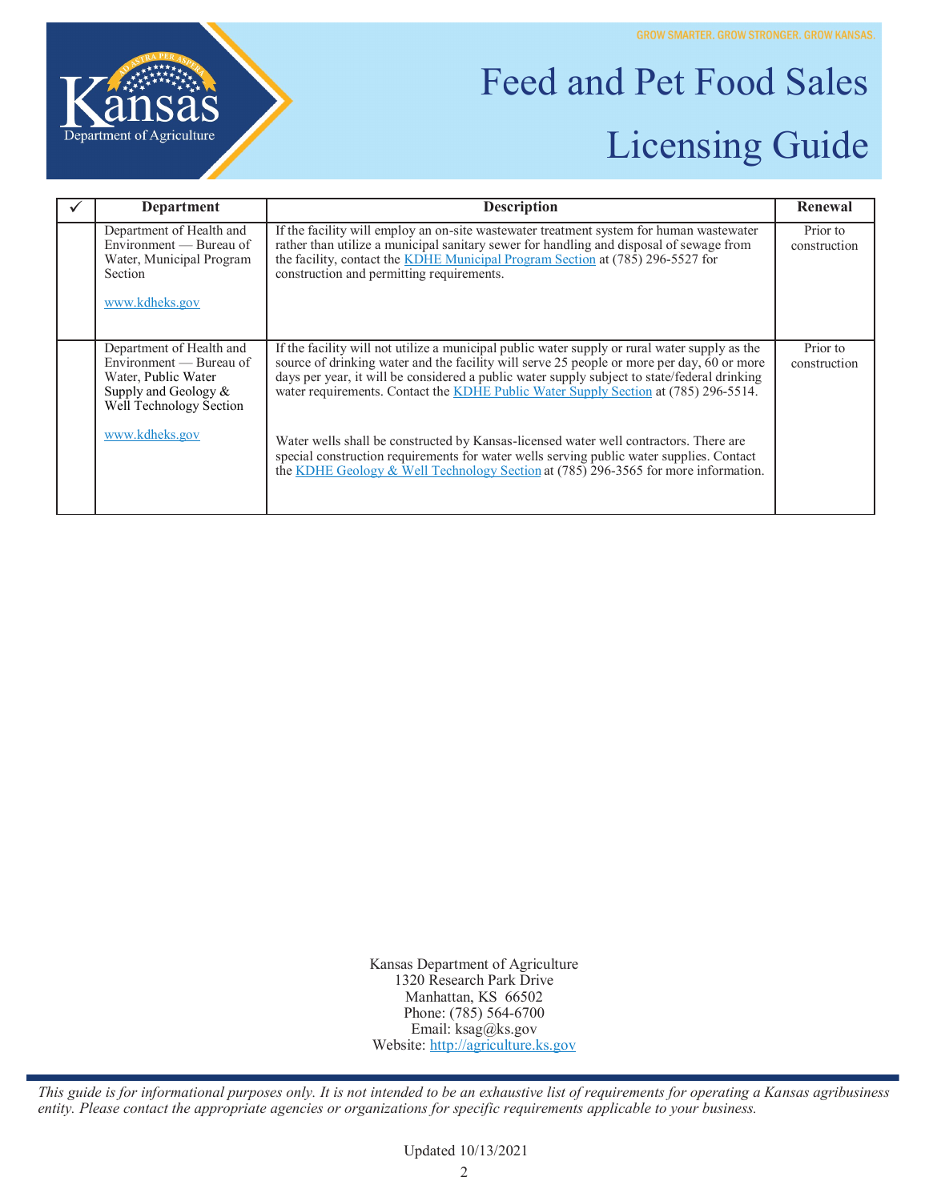# Feed and Pet Food Sales Licensing Guide

GROW SMARTER. GROW STRONGER. GROW KANSAS.

| ✓ | Department | Description | Renewal |
|---|---|---|---|
| | Department of Health and Environment — Bureau of Water, Municipal Program Section<br><br>www.kdheks.gov | If the facility will employ an on-site wastewater treatment system for human wastewater rather than utilize a municipal sanitary sewer for handling and disposal of sewage from the facility, contact the KDHE Municipal Program Section at (785) 296-5527 for construction and permitting requirements. | Prior to construction |
| | Department of Health and Environment — Bureau of Water, Public Water Supply and Geology & Well Technology Section<br><br>www.kdheks.gov | If the facility will not utilize a municipal public water supply or rural water supply as the source of drinking water and the facility will serve 25 people or more per day, 60 or more days per year, it will be considered a public water supply subject to state/federal drinking water requirements. Contact the KDHE Public Water Supply Section at (785) 296-5514.<br><br>Water wells shall be constructed by Kansas-licensed water well contractors. There are special construction requirements for water wells serving public water supplies. Contact the KDHE Geology & Well Technology Section at (785) 296-3565 for more information. | Prior to construction |

Kansas Department of Agriculture
1320 Research Park Drive
Manhattan, KS 66502
Phone: (785) 564-6700
Email: ksag@ks.gov
Website: http://agriculture.ks.gov

*This guide is for informational purposes only. It is not intended to be an exhaustive list of requirements for operating a Kansas agribusiness entity. Please contact the appropriate agencies or organizations for specific requirements applicable to your business.*

Updated 10/13/2021